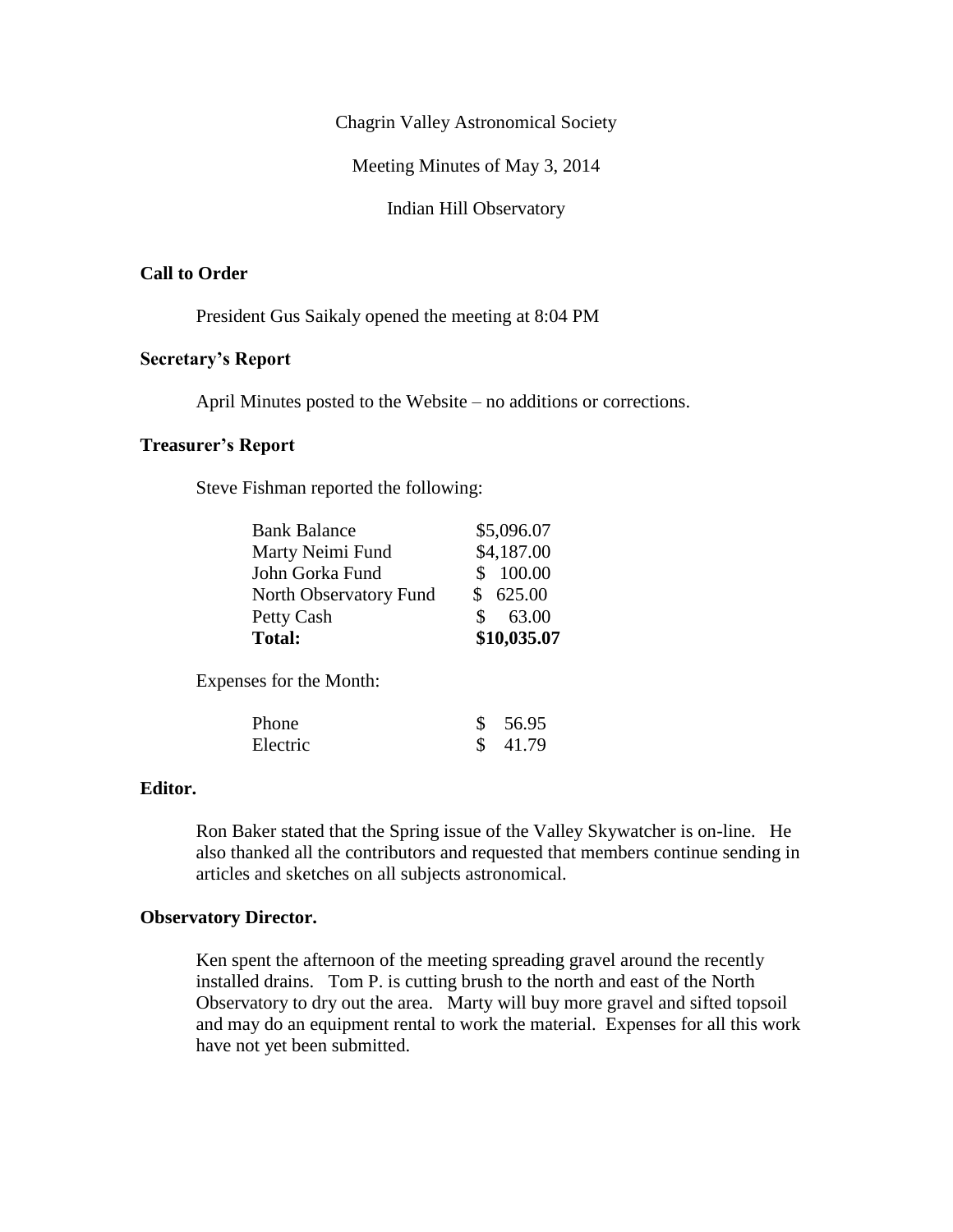Chagrin Valley Astronomical Society

Meeting Minutes of May 3, 2014

Indian Hill Observatory

**Call to Order**

President Gus Saikaly opened the meeting at 8:04 PM

**Secretary's Report**

April Minutes posted to the Website – no additions or corrections.

**Treasurer's Report**

Steve Fishman reported the following:

| | |
|---|---|
| Bank Balance | $5,096.07 |
| Marty Neimi Fund | $4,187.00 |
| John Gorka Fund | $ 100.00 |
| North Observatory Fund | $ 625.00 |
| Petty Cash | $ 63.00 |
| **Total:** | **$10,035.07** |

Expenses for the Month:

| | |
|---|---|
| Phone | $ 56.95 |
| Electric | $ 41.79 |

**Editor.**

Ron Baker stated that the Spring issue of the Valley Skywatcher is on-line. He also thanked all the contributors and requested that members continue sending in articles and sketches on all subjects astronomical.

**Observatory Director.**

Ken spent the afternoon of the meeting spreading gravel around the recently installed drains. Tom P. is cutting brush to the north and east of the North Observatory to dry out the area. Marty will buy more gravel and sifted topsoil and may do an equipment rental to work the material. Expenses for all this work have not yet been submitted.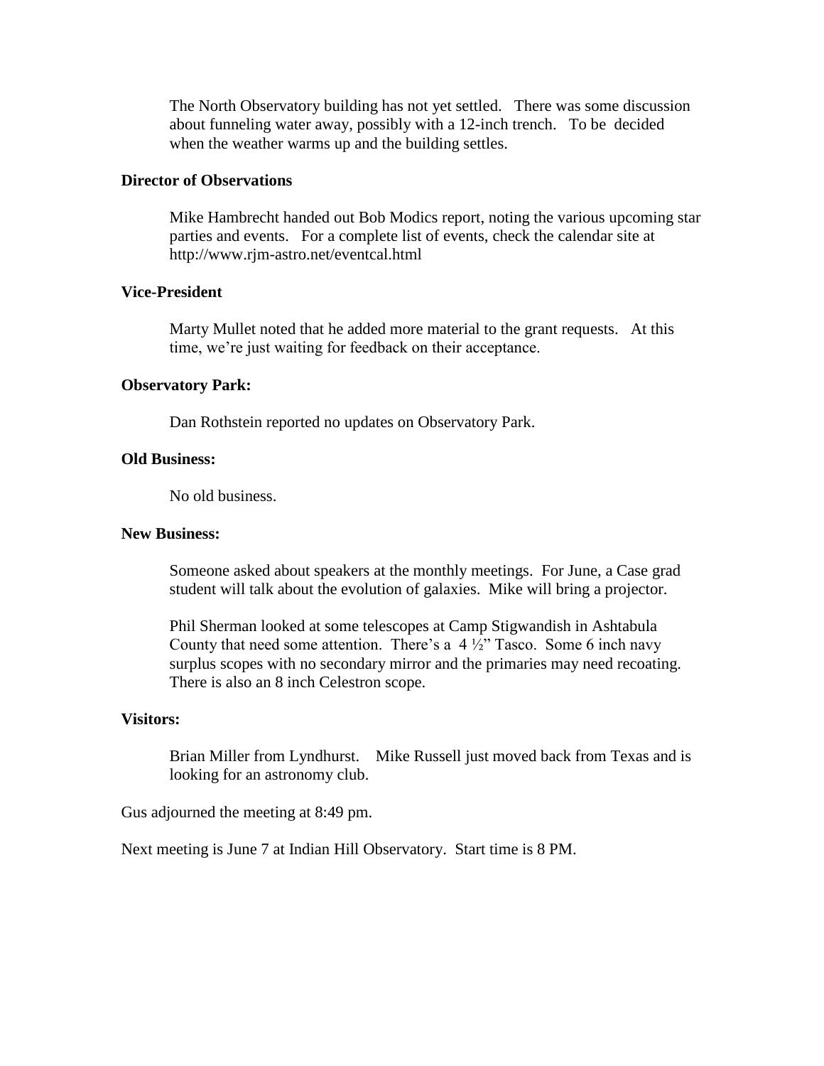The North Observatory building has not yet settled. There was some discussion about funneling water away, possibly with a 12-inch trench. To be decided when the weather warms up and the building settles.

**Director of Observations**

Mike Hambrecht handed out Bob Modics report, noting the various upcoming star parties and events. For a complete list of events, check the calendar site at http://www.rjm-astro.net/eventcal.html

**Vice-President**

Marty Mullet noted that he added more material to the grant requests. At this time, we're just waiting for feedback on their acceptance.

**Observatory Park:**

Dan Rothstein reported no updates on Observatory Park.

**Old Business:**

No old business.

**New Business:**

Someone asked about speakers at the monthly meetings. For June, a Case grad student will talk about the evolution of galaxies. Mike will bring a projector.

Phil Sherman looked at some telescopes at Camp Stigwandish in Ashtabula County that need some attention. There's a 4 ½" Tasco. Some 6 inch navy surplus scopes with no secondary mirror and the primaries may need recoating. There is also an 8 inch Celestron scope.

**Visitors:**

Brian Miller from Lyndhurst. Mike Russell just moved back from Texas and is looking for an astronomy club.

Gus adjourned the meeting at 8:49 pm.

Next meeting is June 7 at Indian Hill Observatory. Start time is 8 PM.